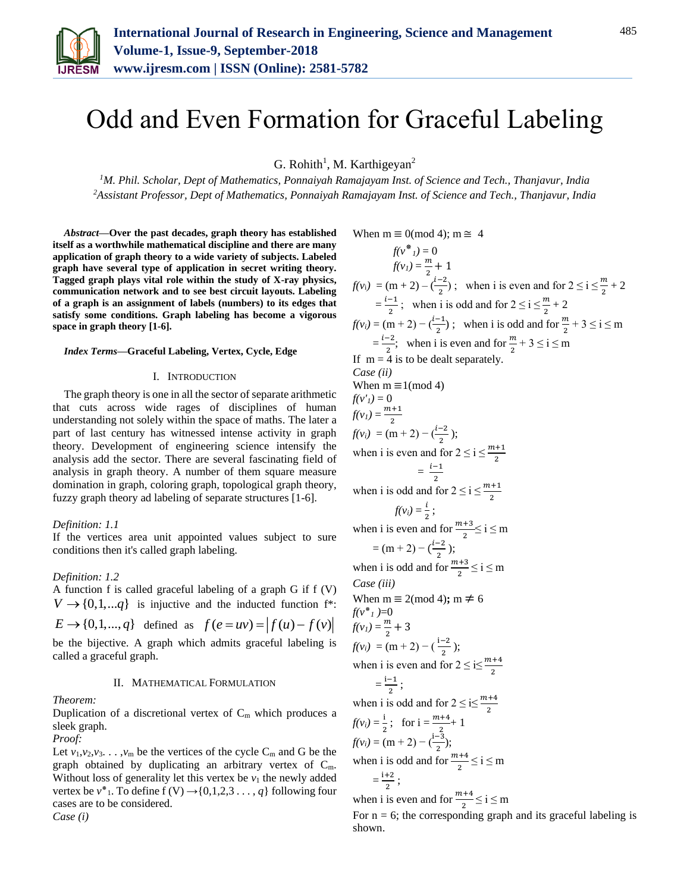# Odd and Even Formation for Graceful Labeling

G. Rohith[1], M. Karthigeyan[2]

[1]M. Phil. Scholar, Dept of Mathematics, Ponnaiyah Ramajayam Inst. of Science and Tech., Thanjavur, India
[2]Assistant Professor, Dept of Mathematics, Ponnaiyah Ramajayam Inst. of Science and Tech., Thanjavur, India

***Abstract*—Over the past decades, graph theory has established itself as a worthwhile mathematical discipline and there are many application of graph theory to a wide variety of subjects. Labeled graph have several type of application in secret writing theory. Tagged graph plays vital role within the study of X-ray physics, communication network and to see best circuit layouts. Labeling of a graph is an assignment of labels (numbers) to its edges that satisfy some conditions. Graph labeling has become a vigorous space in graph theory [1-6].**

***Index Terms*—Graceful Labeling, Vertex, Cycle, Edge**

## I. Introduction

The graph theory is one in all the sector of separate arithmetic that cuts across wide rages of disciplines of human understanding not solely within the space of maths. The later a part of last century has witnessed intense activity in graph theory. Development of engineering science intensify the analysis add the sector. There are several fascinating field of analysis in graph theory. A number of them square measure domination in graph, coloring graph, topological graph theory, fuzzy graph theory ad labeling of separate structures [1-6].

*Definition: 1.1*

If the vertices area unit appointed values subject to sure conditions then it's called graph labeling.

*Definition: 1.2*

A function f is called graceful labeling of a graph G if f (V) $V \rightarrow \{0,1,...q\}$ is injective and the inducted function f*: $E \rightarrow \{0,1,...,q\}$ defined as $f(e = uv) = |f(u) - f(v)|$ be the bijective. A graph which admits graceful labeling is called a graceful graph.

## II. Mathematical Formulation

*Theorem:*

Duplication of a discretional vertex of $C_m$ which produces a sleek graph.

*Proof:*

Let $v_1, v_2, v_3, \ldots, v_m$ be the vertices of the cycle $C_m$ and G be the graph obtained by duplicating an arbitrary vertex of $C_m$. Without loss of generality let this vertex be $v_1$ the newly added vertex be $v^*_1$. To define $f(V) \rightarrow \{0,1,2,3 \ldots, q\}$ following four cases are to be considered.

*Case (i)*

When $m \equiv 0 \pmod 4$; $m \cong 4$

$f(v^*_1) = 0$

$f(v_1) = \frac{m}{2} + 1$

$f(v_i) = (m + 2) - (\frac{i-2}{2})$; when i is even and for $2 \leq i \leq \frac{m}{2} + 2$

$= \frac{i-1}{2}$; when i is odd and for $2 \leq i \leq \frac{m}{2} + 2$

$f(v_i) = (m + 2) - (\frac{i-1}{2})$; when i is odd and for $\frac{m}{2} + 3 \leq i \leq m$

$= \frac{i-2}{2}$; when i is even and for $\frac{m}{2} + 3 \leq i \leq m$

If $m = 4$ is to be dealt separately.

*Case (ii)*

When $m \equiv 1 \pmod 4$

$f(v'_1) = 0$

$f(v_1) = \frac{m+1}{2}$

$f(v_i) = (m + 2) - (\frac{i-2}{2})$;

when i is even and for $2 \leq i \leq \frac{m+1}{2}$

$= \frac{i-1}{2}$

when i is odd and for $2 \leq i \leq \frac{m+1}{2}$

$f(v_i) = \frac{i}{2}$;

when i is even and for $\frac{m+3}{2} \leq i \leq m$

$= (m + 2) - (\frac{i-2}{2})$;

when i is odd and for $\frac{m+3}{2} \leq i \leq m$

*Case (iii)*

When $m \equiv 2 \pmod 4$; $m \neq 6$

$f(v^*_1) = 0$

$f(v_1) = \frac{m}{2} + 3$

$f(v_i) = (m + 2) - (\frac{i-2}{2})$;

when i is even and for $2 \leq i \leq \frac{m+4}{2}$

$= \frac{i-1}{2}$;

when i is odd and for $2 \leq i \leq \frac{m+4}{2}$

$f(v_i) = \frac{i}{2}$; for $i = \frac{m+4}{2} + 1$

$f(v_i) = (m + 2) - (\frac{i-3}{2})$;

when i is odd and for $\frac{m+4}{2} \leq i \leq m$

$= \frac{i+2}{2}$;

when i is even and for $\frac{m+4}{2} \leq i \leq m$

For n = 6; the corresponding graph and its graceful labeling is shown.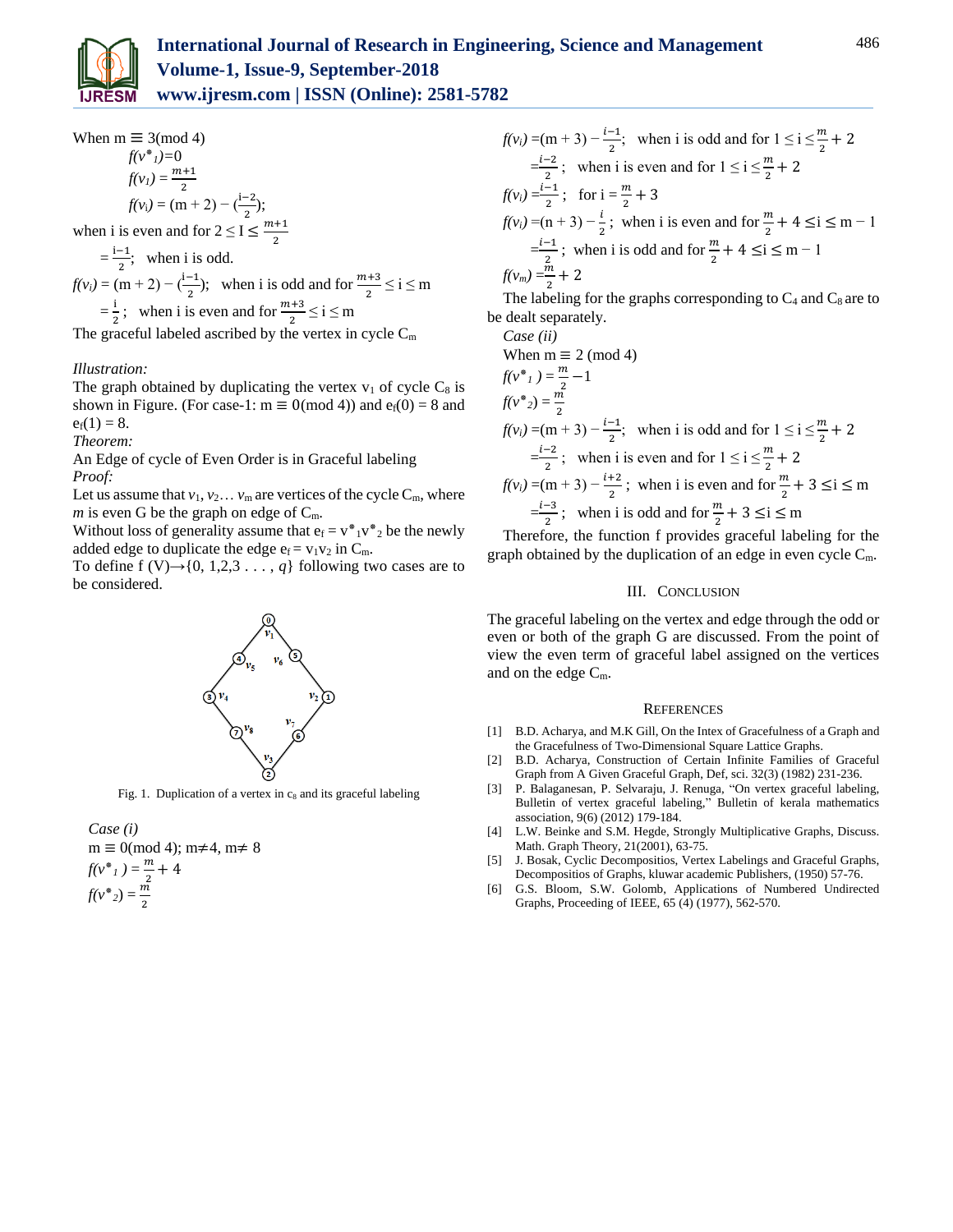When $m \equiv 3 \pmod 4$

$f(v^*_1)=0$

$f(v_1) = \frac{m+1}{2}$

$f(v_i) = (m + 2) - (\frac{i-2}{2})$;

when i is even and for $2 \leq I \leq \frac{m+1}{2}$

$= \frac{i-1}{2}$; when i is odd.

$f(v_i) = (m + 2) - (\frac{i-1}{2})$; when i is odd and for $\frac{m+3}{2} \leq i \leq m$

$= \frac{i}{2}$; when i is even and for $\frac{m+3}{2} \leq i \leq m$

The graceful labeled ascribed by the vertex in cycle $C_m$

*Illustration:*

The graph obtained by duplicating the vertex $v_1$ of cycle $C_8$ is shown in Figure. (For case-1: $m \equiv 0 \pmod 4$) and $e_f(0) = 8$ and $e_f(1) = 8$.

*Theorem:*

An Edge of cycle of Even Order is in Graceful labeling

*Proof:*

Let us assume that $v_1, v_2 \ldots v_m$ are vertices of the cycle $C_m$, where *m* is even G be the graph on edge of $C_m$.

Without loss of generality assume that $e_f = v^*_1 v^*_2$ be the newly added edge to duplicate the edge $e_f = v_1 v_2$ in $C_m$.

To define f (V)→{0, 1,2,3 . . . , *q*} following two cases are to be considered.

0
$v_1$
4
$v_5$
$v_6$
5
3
$v_4$
$v_2$
1
7
$v_8$
$v_7$
6
$v_3$
2

Fig. 1. Duplication of a vertex in $c_8$ and its graceful labeling

*Case (i)*

$m \equiv 0 \pmod 4$; $m \neq 4$, $m \neq 8$

$f(v^*_1) = \frac{m}{2} + 4$

$f(v^*_2) = \frac{m}{2}$

$f(v_i) = (m + 3) - \frac{i-1}{2}$; when i is odd and for $1 \leq i \leq \frac{m}{2} + 2$

$= \frac{i-2}{2}$; when i is even and for $1 \leq i \leq \frac{m}{2} + 2$

$f(v_i) = \frac{i-1}{2}$; for $i = \frac{m}{2} + 3$

$f(v_i) = (n + 3) - \frac{i}{2}$; when i is even and for $\frac{m}{2} + 4 \leq i \leq m - 1$

$= \frac{i-1}{2}$; when i is odd and for $\frac{m}{2} + 4 \leq i \leq m - 1$

$f(v_m) = \frac{m}{2} + 2$

The labeling for the graphs corresponding to $C_4$ and $C_8$ are to be dealt separately.

*Case (ii)*

When $m \equiv 2 \pmod 4$

$f(v^*_1) = \frac{m}{2} - 1$

$f(v^*_2) = \frac{m}{2}$

$f(v_i) = (m + 3) - \frac{i-1}{2}$; when i is odd and for $1 \leq i \leq \frac{m}{2} + 2$

$= \frac{i-2}{2}$; when i is even and for $1 \leq i \leq \frac{m}{2} + 2$

$f(v_i) = (m + 3) - \frac{i+2}{2}$; when i is even and for $\frac{m}{2} + 3 \leq i \leq m$

$= \frac{i-3}{2}$; when i is odd and for $\frac{m}{2} + 3 \leq i \leq m$

Therefore, the function f provides graceful labeling for the graph obtained by the duplication of an edge in even cycle $C_m$.

## III. Conclusion

The graceful labeling on the vertex and edge through the odd or even or both of the graph G are discussed. From the point of view the even term of graceful label assigned on the vertices and on the edge $C_m$.

## References

[1] B.D. Acharya, and M.K Gill, On the Intex of Gracefulness of a Graph and the Gracefulness of Two-Dimensional Square Lattice Graphs.

[2] B.D. Acharya, Construction of Certain Infinite Families of Graceful Graph from A Given Graceful Graph, Def, sci. 32(3) (1982) 231-236.

[3] P. Balaganesan, P. Selvaraju, J. Renuga, "On vertex graceful labeling, Bulletin of vertex graceful labeling," Bulletin of kerala mathematics association, 9(6) (2012) 179-184.

[4] L.W. Beinke and S.M. Hegde, Strongly Multiplicative Graphs, Discuss. Math. Graph Theory, 21(2001), 63-75.

[5] J. Bosak, Cyclic Decompositios, Vertex Labelings and Graceful Graphs, Decompositios of Graphs, kluwar academic Publishers, (1950) 57-76.

[6] G.S. Bloom, S.W. Golomb, Applications of Numbered Undirected Graphs, Proceeding of IEEE, 65 (4) (1977), 562-570.